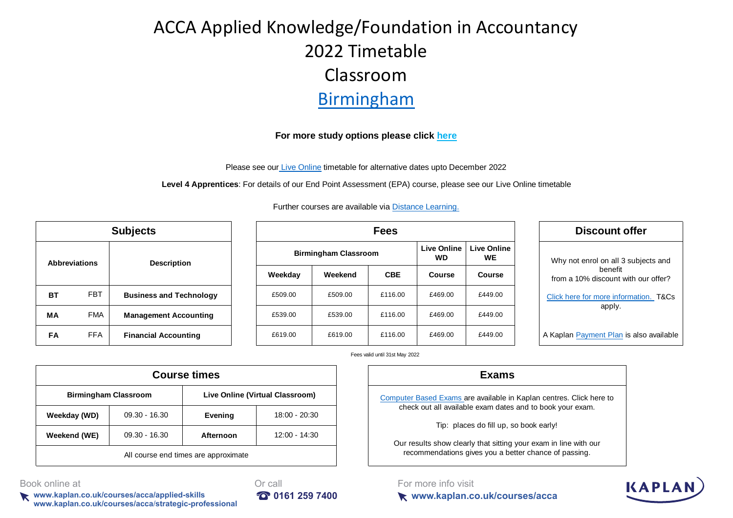# ACCA Applied Knowledge/Foundation in Accountancy
# 2022 Timetable
# Classroom
# Birmingham

**For more study options please click here**

Please see our Live Online timetable for alternative dates upto December 2022

**Level 4 Apprentices**: For details of our End Point Assessment (EPA) course, please see our Live Online timetable

Further courses are available via Distance Learning.

## Subjects

| Abbreviations | | Description |
|---|---|---|
| **BT** | FBT | **Business and Technology** |
| **MA** | FMA | **Management Accounting** |
| **FA** | FFA | **Financial Accounting** |

## Fees

| Birmingham Classroom | | | Live Online WD | Live Online WE |
|---|---|---|---|---|
| **Weekday** | **Weekend** | **CBE** | **Course** | **Course** |
| £509.00 | £509.00 | £116.00 | £469.00 | £449.00 |
| £539.00 | £539.00 | £116.00 | £469.00 | £449.00 |
| £619.00 | £619.00 | £116.00 | £469.00 | £449.00 |

Fees valid until 31st May 2022

## Discount offer

Why not enrol on all 3 subjects and benefit from a 10% discount with our offer?

Click here for more information. T&Cs apply.

A Kaplan Payment Plan is also available

## Course times

| Birmingham Classroom | | Live Online (Virtual Classroom) | |
|---|---|---|---|
| **Weekday (WD)** | 09.30 - 16.30 | **Evening** | 18:00 - 20:30 |
| **Weekend (WE)** | 09.30 - 16.30 | **Afternoon** | 12:00 - 14:30 |

All course end times are approximate

## Exams

Computer Based Exams are available in Kaplan centres. Click here to check out all available exam dates and to book your exam.

Tip: places do fill up, so book early!

Our results show clearly that sitting your exam in line with our recommendations gives you a better chance of passing.

Book online at
**www.kaplan.co.uk/courses/acca/applied-skills**
**www.kaplan.co.uk/courses/acca/strategic-professional**

Or call
**0161 259 7400**

For more info visit
**www.kaplan.co.uk/courses/acca**

KAPLAN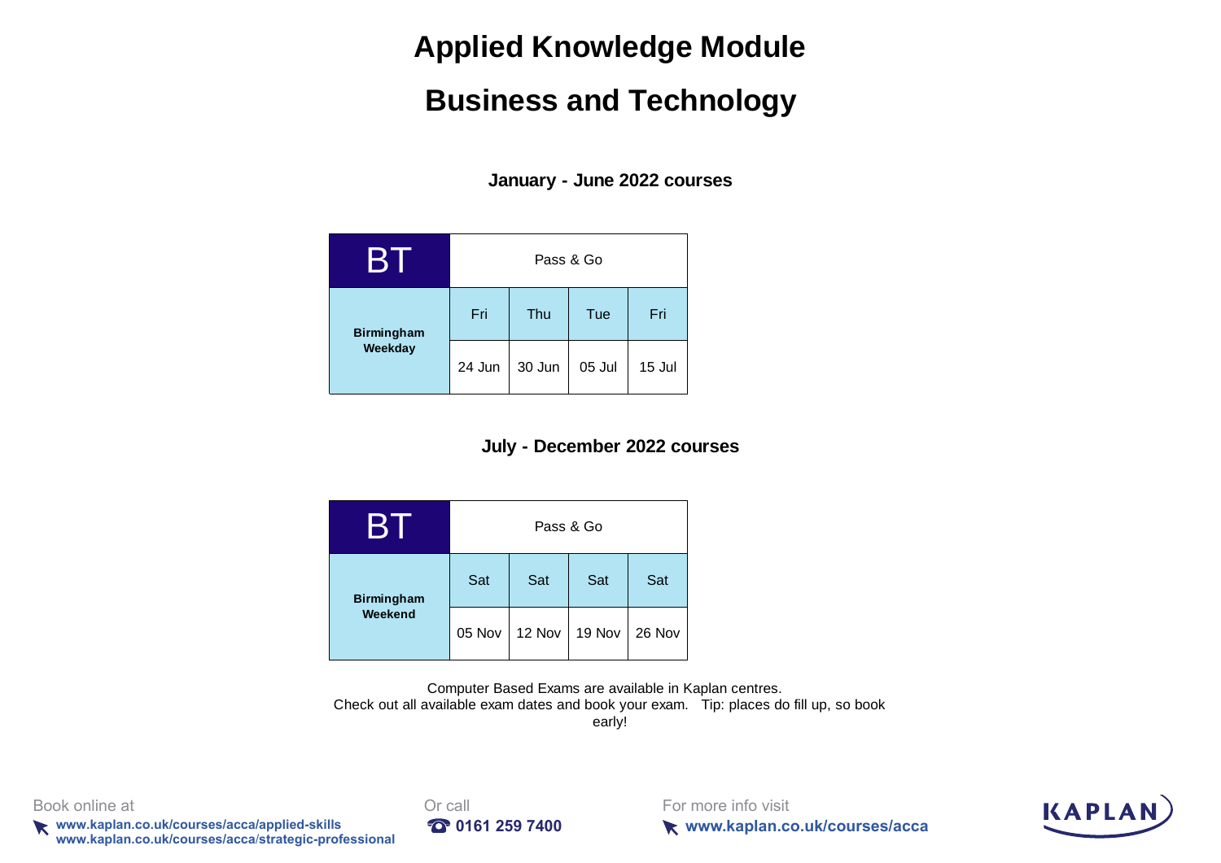# Applied Knowledge Module

# Business and Technology

### January - June 2022 courses

| BT | Pass & Go | | | |
|---|---|---|---|---|
| **Birmingham Weekday** | Fri | Thu | Tue | Fri |
| | 24 Jun | 30 Jun | 05 Jul | 15 Jul |

### July - December 2022 courses

| BT | Pass & Go | | | |
|---|---|---|---|---|
| **Birmingham Weekend** | Sat | Sat | Sat | Sat |
| | 05 Nov | 12 Nov | 19 Nov | 26 Nov |

Computer Based Exams are available in Kaplan centres.
Check out all available exam dates and book your exam. Tip: places do fill up, so book early!

Book online at
**www.kaplan.co.uk/courses/acca/applied-skills**
**www.kaplan.co.uk/courses/acca/strategic-professional**

Or call
**0161 259 7400**

For more info visit
**www.kaplan.co.uk/courses/acca**

KAPLAN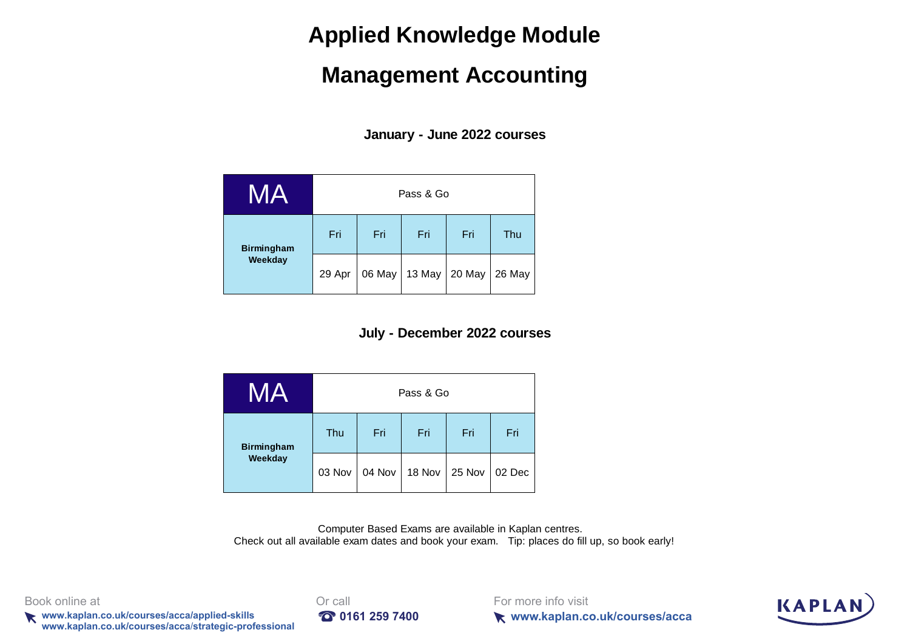# Applied Knowledge Module

# Management Accounting

### January - June 2022 courses

| MA | Pass & Go | | | | |
|---|---|---|---|---|---|
| **Birmingham Weekday** | Fri | Fri | Fri | Fri | Thu |
| | 29 Apr | 06 May | 13 May | 20 May | 26 May |

### July - December 2022 courses

| MA | Pass & Go | | | | |
|---|---|---|---|---|---|
| **Birmingham Weekday** | Thu | Fri | Fri | Fri | Fri |
| | 03 Nov | 04 Nov | 18 Nov | 25 Nov | 02 Dec |

Computer Based Exams are available in Kaplan centres.
Check out all available exam dates and book your exam. Tip: places do fill up, so book early!

Book online at
**www.kaplan.co.uk/courses/acca/applied-skills**
**www.kaplan.co.uk/courses/acca/strategic-professional**

Or call
**0161 259 7400**

For more info visit
**www.kaplan.co.uk/courses/acca**

KAPLAN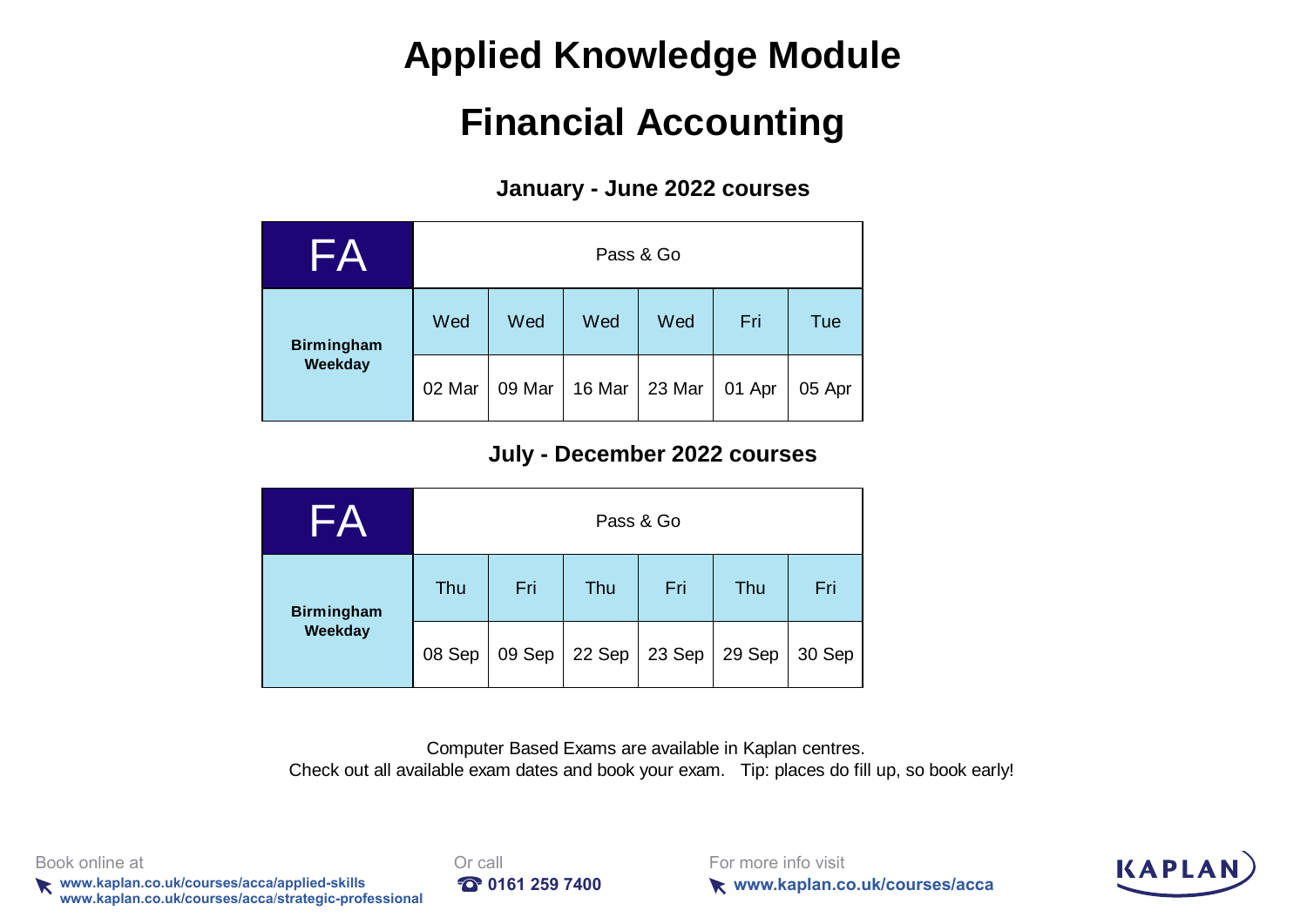# Applied Knowledge Module

# Financial Accounting

### January - June 2022 courses

| FA | Pass & Go | | | | | |
|---|---|---|---|---|---|---|
| **Birmingham Weekday** | Wed | Wed | Wed | Wed | Fri | Tue |
| | 02 Mar | 09 Mar | 16 Mar | 23 Mar | 01 Apr | 05 Apr |

### July - December 2022 courses

| FA | Pass & Go | | | | | |
|---|---|---|---|---|---|---|
| **Birmingham Weekday** | Thu | Fri | Thu | Fri | Thu | Fri |
| | 08 Sep | 09 Sep | 22 Sep | 23 Sep | 29 Sep | 30 Sep |

Computer Based Exams are available in Kaplan centres.
Check out all available exam dates and book your exam. Tip: places do fill up, so book early!

Book online at
**www.kaplan.co.uk/courses/acca/applied-skills**
**www.kaplan.co.uk/courses/acca/strategic-professional**

Or call
**0161 259 7400**

For more info visit
**www.kaplan.co.uk/courses/acca**

KAPLAN